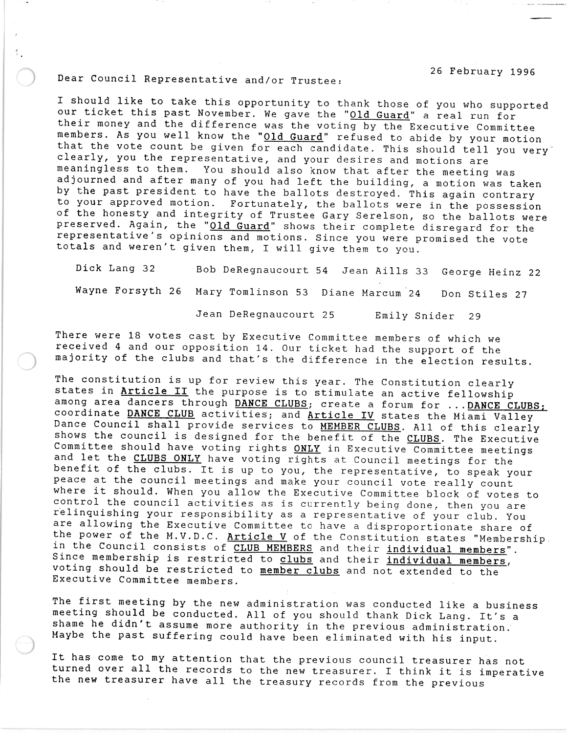26 February 1996

Dear Council Representative and/or Trustee:

I should like to take this opportunity to thank those of you who supported our ticket this past November. We gave the "Old Guard" a real run for their money and the difference was the voting by the Executive Committee members. As you well know the "Old Guard" refused to abide by your motion that the vote count be given for each candidate. This should tell you very clearly, you the representative, and your desires and motions are meaningless to them. You should also know that after the meeting was adjourned and after many of you had left the building, a motion was taken by the past president to have the ballots destroyed. This again contrary to your approved motion. Fortunately, the ballots were in the possession of the honesty and integrity of Trustee Gary Serelson, so the ballots were preserved. Again, the "Old Guard" shows their complete disregard for the representative's opinions and motions. Since you were promised the vote totals and weren't given them, I will give them to you.

| | | | |
|---|---|---|---|
| Dick Lang 32 | Bob DeRegnaucourt 54 | Jean Aills 33 | George Heinz 22 |
| Wayne Forsyth 26 | Mary Tomlinson 53 | Diane Marcum 24 | Don Stiles 27 |
| | Jean DeRegnaucourt 25 | Emily Snider 29 | |

There were 18 votes cast by Executive Committee members of which we received 4 and our opposition 14. Our ticket had the support of the majority of the clubs and that's the difference in the election results.

The constitution is up for review this year. The Constitution clearly states in Article II the purpose is to stimulate an active fellowship among area dancers through DANCE CLUBS; create a forum for ...DANCE CLUBS; coordinate DANCE CLUB activities; and Article IV states the Miami Valley Dance Council shall provide services to MEMBER CLUBS. All of this clearly shows the council is designed for the benefit of the CLUBS. The Executive Committee should have voting rights ONLY in Executive Committee meetings and let the CLUBS ONLY have voting rights at Council meetings for the benefit of the clubs. It is up to you, the representative, to speak your peace at the council meetings and make your council vote really count where it should. When you allow the Executive Committee block of votes to control the council activities as is currently being done, then you are relinquishing your responsibility as a representative of your club. You are allowing the Executive Committee to have a disproportionate share of the power of the M.V.D.C. Article V of the Constitution states "Membership in the Council consists of CLUB MEMBERS and their individual members". Since membership is restricted to clubs and their individual members, voting should be restricted to member clubs and not extended to the Executive Committee members.

The first meeting by the new administration was conducted like a business meeting should be conducted. All of you should thank Dick Lang. It's a shame he didn't assume more authority in the previous administration. Maybe the past suffering could have been eliminated with his input.

It has come to my attention that the previous council treasurer has not turned over all the records to the new treasurer. I think it is imperative the new treasurer have all the treasury records from the previous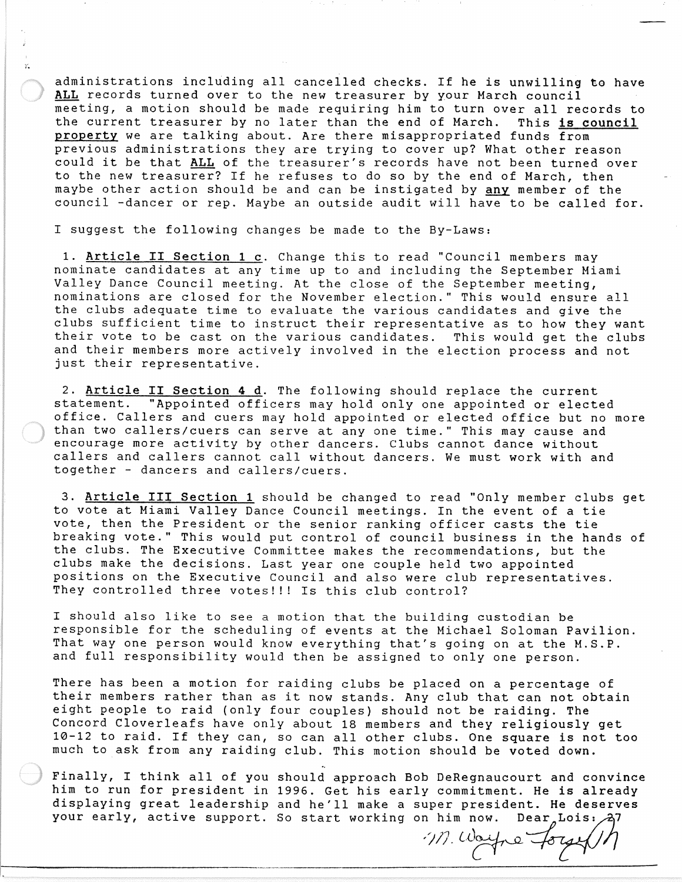administrations including all cancelled checks. If he is unwilling to have **ALL** records turned over to the new treasurer by your March council meeting, a motion should be made requiring him to turn over all records to the current treasurer by no later than the end of March. This **is council property** we are talking about. Are there misappropriated funds from previous administrations they are trying to cover up? What other reason could it be that **ALL** of the treasurer's records have not been turned over to the new treasurer? If he refuses to do so by the end of March, then maybe other action should be and can be instigated by **any** member of the council -dancer or rep. Maybe an outside audit will have to be called for.

I suggest the following changes be made to the By-Laws:

1. **Article II Section 1 c**. Change this to read "Council members may nominate candidates at any time up to and including the September Miami Valley Dance Council meeting. At the close of the September meeting, nominations are closed for the November election." This would ensure all the clubs adequate time to evaluate the various candidates and give the clubs sufficient time to instruct their representative as to how they want their vote to be cast on the various candidates. This would get the clubs and their members more actively involved in the election process and not just their representative.

2. **Article II Section 4 d**. The following should replace the current statement. "Appointed officers may hold only one appointed or elected office. Callers and cuers may hold appointed or elected office but no more than two callers/cuers can serve at any one time." This may cause and encourage more activity by other dancers. Clubs cannot dance without callers and callers cannot call without dancers. We must work with and together - dancers and callers/cuers.

3. **Article III Section 1** should be changed to read "Only member clubs get to vote at Miami Valley Dance Council meetings. In the event of a tie vote, then the President or the senior ranking officer casts the tie breaking vote." This would put control of council business in the hands of the clubs. The Executive Committee makes the recommendations, but the clubs make the decisions. Last year one couple held two appointed positions on the Executive Council and also were club representatives. They controlled three votes!!! Is this club control?

I should also like to see a motion that the building custodian be responsible for the scheduling of events at the Michael Soloman Pavilion. That way one person would know everything that's going on at the M.S.P. and full responsibility would then be assigned to only one person.

There has been a motion for raiding clubs be placed on a percentage of their members rather than as it now stands. Any club that can not obtain eight people to raid (only four couples) should not be raiding. The Concord Cloverleafs have only about 18 members and they religiously get 10-12 to raid. If they can, so can all other clubs. One square is not too much to ask from any raiding club. This motion should be voted down.

Finally, I think all of you should approach Bob DeRegnaucourt and convince him to run for president in 1996. Get his early commitment. He is already displaying great leadership and he'll make a super president. He deserves your early, active support. So start working on him now. Dear Lois: 27

M. Wayne Forsyth